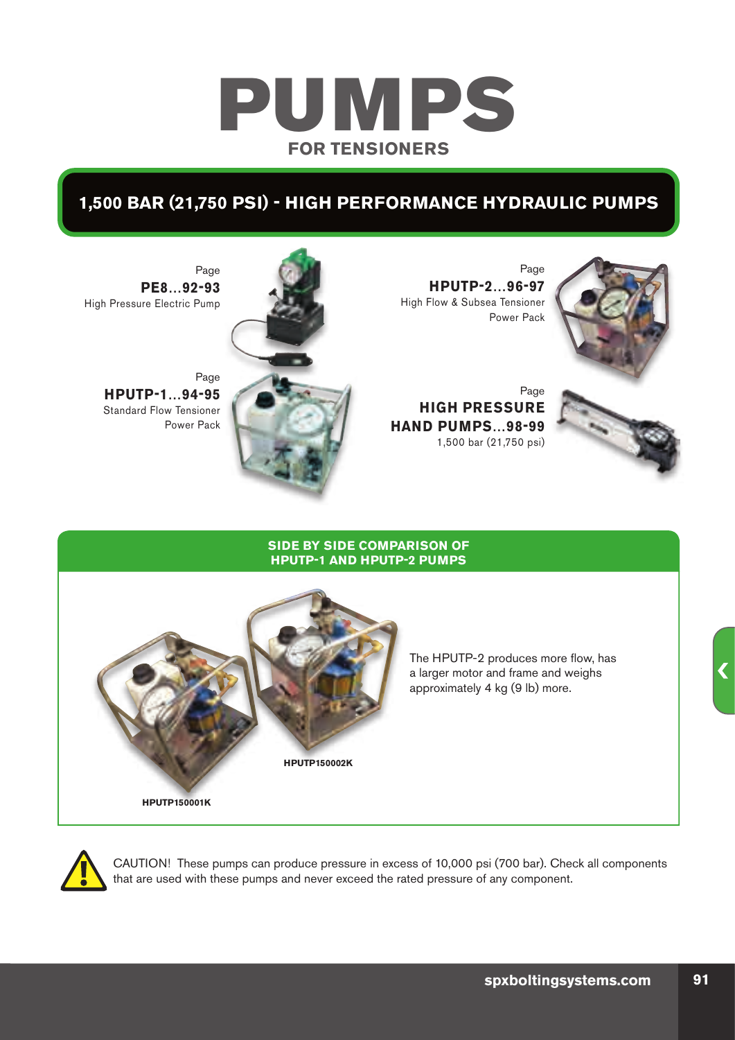# PUMPS

## FOR TENSIONERS

## 1,500 BAR (21,750 PSI) - HIGH PERFORMANCE HYDRAULIC PUMPS

Page
**PE8...92-93**
High Pressure Electric Pump

Page
**HPUTP-1...94-95**
Standard Flow Tensioner Power Pack

Page
**HPUTP-2...96-97**
High Flow & Subsea Tensioner Power Pack

Page
**HIGH PRESSURE HAND PUMPS...98-99**
1,500 bar (21,750 psi)

### SIDE BY SIDE COMPARISON OF HPUTP-1 AND HPUTP-2 PUMPS

HPUTP150002K

HPUTP150001K

The HPUTP-2 produces more flow, has a larger motor and frame and weighs approximately 4 kg (9 lb) more.

CAUTION! These pumps can produce pressure in excess of 10,000 psi (700 bar). Check all components that are used with these pumps and never exceed the rated pressure of any component.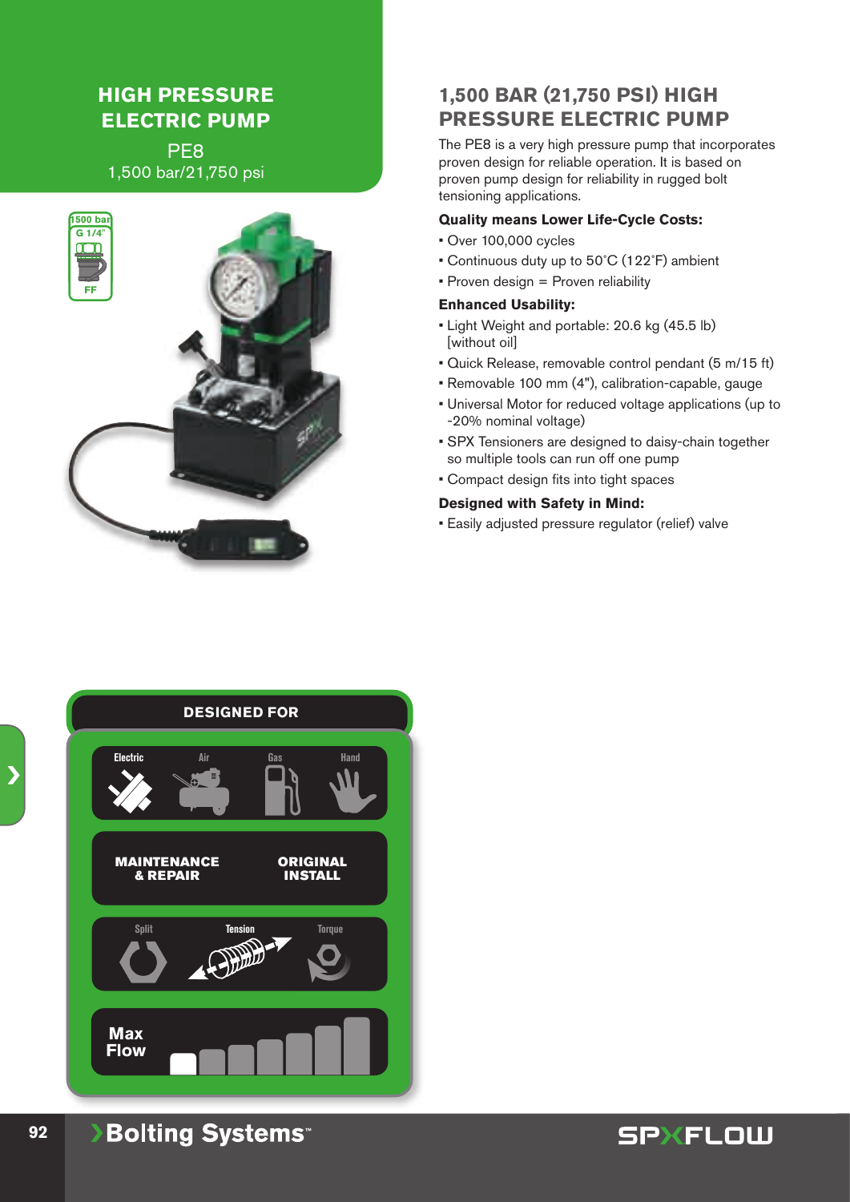# HIGH PRESSURE ELECTRIC PUMP

PE8

1,500 bar/21,750 psi

1500 bar

G 1/4"

FF

## 1,500 BAR (21,750 PSI) HIGH PRESSURE ELECTRIC PUMP

The PE8 is a very high pressure pump that incorporates proven design for reliable operation. It is based on proven pump design for reliability in rugged bolt tensioning applications.

**Quality means Lower Life-Cycle Costs:**

- Over 100,000 cycles
- Continuous duty up to 50˚C (122˚F) ambient
- Proven design = Proven reliability

**Enhanced Usability:**

- Light Weight and portable: 20.6 kg (45.5 lb) [without oil]
- Quick Release, removable control pendant (5 m/15 ft)
- Removable 100 mm (4"), calibration-capable, gauge
- Universal Motor for reduced voltage applications (up to -20% nominal voltage)
- SPX Tensioners are designed to daisy-chain together so multiple tools can run off one pump
- Compact design fits into tight spaces

**Designed with Safety in Mind:**

- Easily adjusted pressure regulator (relief) valve

### DESIGNED FOR

Electric | Air | Gas | Hand

MAINTENANCE & REPAIR | ORIGINAL INSTALL

Split | Tension | Torque

Max Flow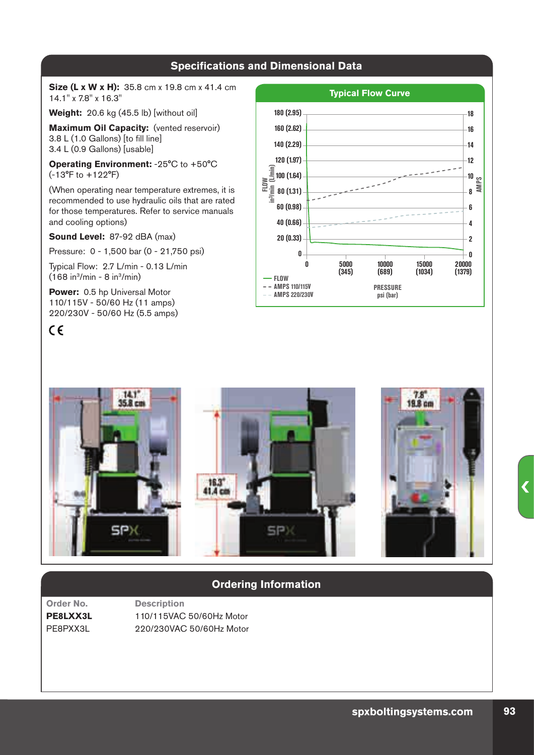## Specifications and Dimensional Data

**Size (L x W x H):** 35.8 cm x 19.8 cm x 41.4 cm
14.1" x 7.8" x 16.3"

**Weight:** 20.6 kg (45.5 lb) [without oil]

**Maximum Oil Capacity:** (vented reservoir)
3.8 L (1.0 Gallons) [to fill line]
3.4 L (0.9 Gallons) [usable]

**Operating Environment:** -25°C to +50°C
(-13°F to +122°F)

(When operating near temperature extremes, it is recommended to use hydraulic oils that are rated for those temperatures. Refer to service manuals and cooling options)

**Sound Level:** 87-92 dBA (max)

Pressure: 0 - 1,500 bar (0 - 21,750 psi)

Typical Flow: 2.7 L/min - 0.13 L/min
(168 in³/min - 8 in³/min)

**Power:** 0.5 hp Universal Motor
110/115V - 50/60 Hz (11 amps)
220/230V - 50/60 Hz (5.5 amps)

CE

### Typical Flow Curve

FLOW in³/min (L/min): 180 (2.95), 160 (2.62), 140 (2.29), 120 (1.97), 100 (1.64), 80 (1.31), 60 (0.98), 40 (0.66), 20 (0.33), 0

AMPS: 18, 16, 14, 12, 10, 8, 6, 4, 2, 0

PRESSURE psi (bar): 0, 5000 (345), 10000 (689), 15000 (1034), 20000 (1379)

— FLOW
- - AMPS 110/115V
- - AMPS 220/230V

14.1" 35.8 cm

16.3" 41.4 cm

7.8" 19.8 cm

## Ordering Information

| Order No. | Description |
|---|---|
| **PE8LXX3L** | 110/115VAC 50/60Hz Motor |
| PE8PXX3L | 220/230VAC 50/60Hz Motor |

spxboltingsystems.com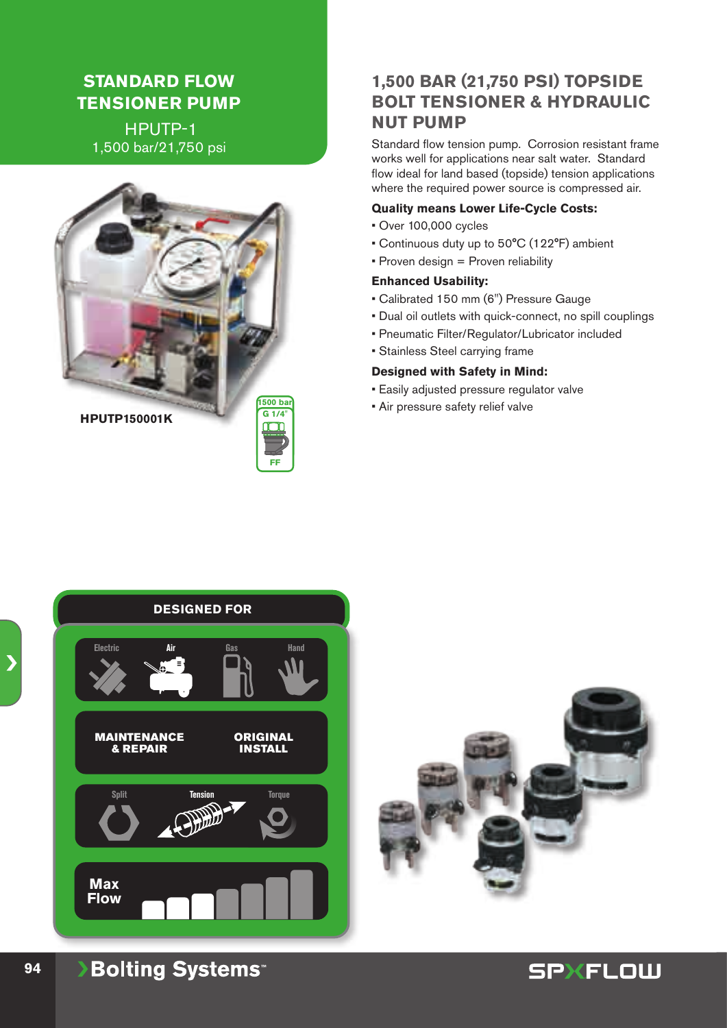## STANDARD FLOW TENSIONER PUMP

HPUTP-1
1,500 bar/21,750 psi

HPUTP150001K

1500 bar
G 1/4"
FF

## 1,500 BAR (21,750 PSI) TOPSIDE BOLT TENSIONER & HYDRAULIC NUT PUMP

Standard flow tension pump. Corrosion resistant frame works well for applications near salt water. Standard flow ideal for land based (topside) tension applications where the required power source is compressed air.

**Quality means Lower Life-Cycle Costs:**

- Over 100,000 cycles
- Continuous duty up to 50°C (122°F) ambient
- Proven design = Proven reliability

**Enhanced Usability:**

- Calibrated 150 mm (6") Pressure Gauge
- Dual oil outlets with quick-connect, no spill couplings
- Pneumatic Filter/Regulator/Lubricator included
- Stainless Steel carrying frame

**Designed with Safety in Mind:**

- Easily adjusted pressure regulator valve
- Air pressure safety relief valve

**DESIGNED FOR**

Electric | **Air** | Gas | Hand

**MAINTENANCE & REPAIR** | **ORIGINAL INSTALL**

Split | **Tension** | Torque

**Max Flow**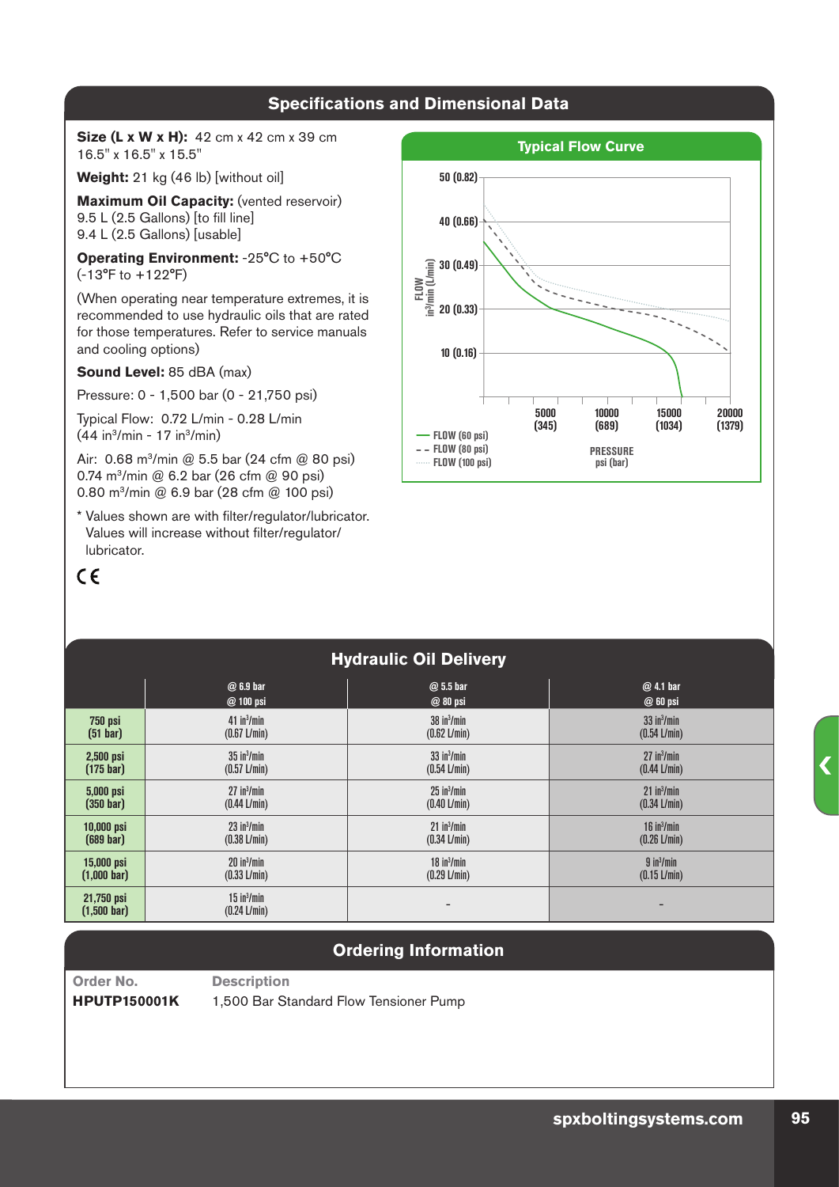## Specifications and Dimensional Data

**Size (L x W x H):** 42 cm x 42 cm x 39 cm
16.5" x 16.5" x 15.5"

**Weight:** 21 kg (46 lb) [without oil]

**Maximum Oil Capacity:** (vented reservoir)
9.5 L (2.5 Gallons) [to fill line]
9.4 L (2.5 Gallons) [usable]

**Operating Environment:** -25°C to +50°C
(-13°F to +122°F)

(When operating near temperature extremes, it is recommended to use hydraulic oils that are rated for those temperatures. Refer to service manuals and cooling options)

**Sound Level:** 85 dBA (max)

Pressure: 0 - 1,500 bar (0 - 21,750 psi)

Typical Flow: 0.72 L/min - 0.28 L/min
(44 $in^3$/min - 17 $in^3$/min)

Air: 0.68 $m^3$/min @ 5.5 bar (24 cfm @ 80 psi)
0.74 $m^3$/min @ 6.2 bar (26 cfm @ 90 psi)
0.80 $m^3$/min @ 6.9 bar (28 cfm @ 100 psi)

\* Values shown are with filter/regulator/lubricator. Values will increase without filter/regulator/lubricator.

CE

### Typical Flow Curve

FLOW $in^3$/min (L/min): 10 (0.16), 20 (0.33), 30 (0.49), 40 (0.66), 50 (0.82)

PRESSURE psi (bar): 5000 (345), 10000 (689), 15000 (1034), 20000 (1379)

— FLOW (60 psi)
- - FLOW (80 psi)
····· FLOW (100 psi)

## Hydraulic Oil Delivery

| | @ 6.9 bar @ 100 psi | @ 5.5 bar @ 80 psi | @ 4.1 bar @ 60 psi |
|---|---|---|---|
| 750 psi (51 bar) | 41 $in^3$/min (0.67 L/min) | 38 $in^3$/min (0.62 L/min) | 33 $in^3$/min (0.54 L/min) |
| 2,500 psi (175 bar) | 35 $in^3$/min (0.57 L/min) | 33 $in^3$/min (0.54 L/min) | 27 $in^3$/min (0.44 L/min) |
| 5,000 psi (350 bar) | 27 $in^3$/min (0.44 L/min) | 25 $in^3$/min (0.40 L/min) | 21 $in^3$/min (0.34 L/min) |
| 10,000 psi (689 bar) | 23 $in^3$/min (0.38 L/min) | 21 $in^3$/min (0.34 L/min) | 16 $in^3$/min (0.26 L/min) |
| 15,000 psi (1,000 bar) | 20 $in^3$/min (0.33 L/min) | 18 $in^3$/min (0.29 L/min) | 9 $in^3$/min (0.15 L/min) |
| 21,750 psi (1,500 bar) | 15 $in^3$/min (0.24 L/min) | - | - |

## Ordering Information

| Order No. | Description |
|---|---|
| **HPUTP150001K** | 1,500 Bar Standard Flow Tensioner Pump |

spxboltingsystems.com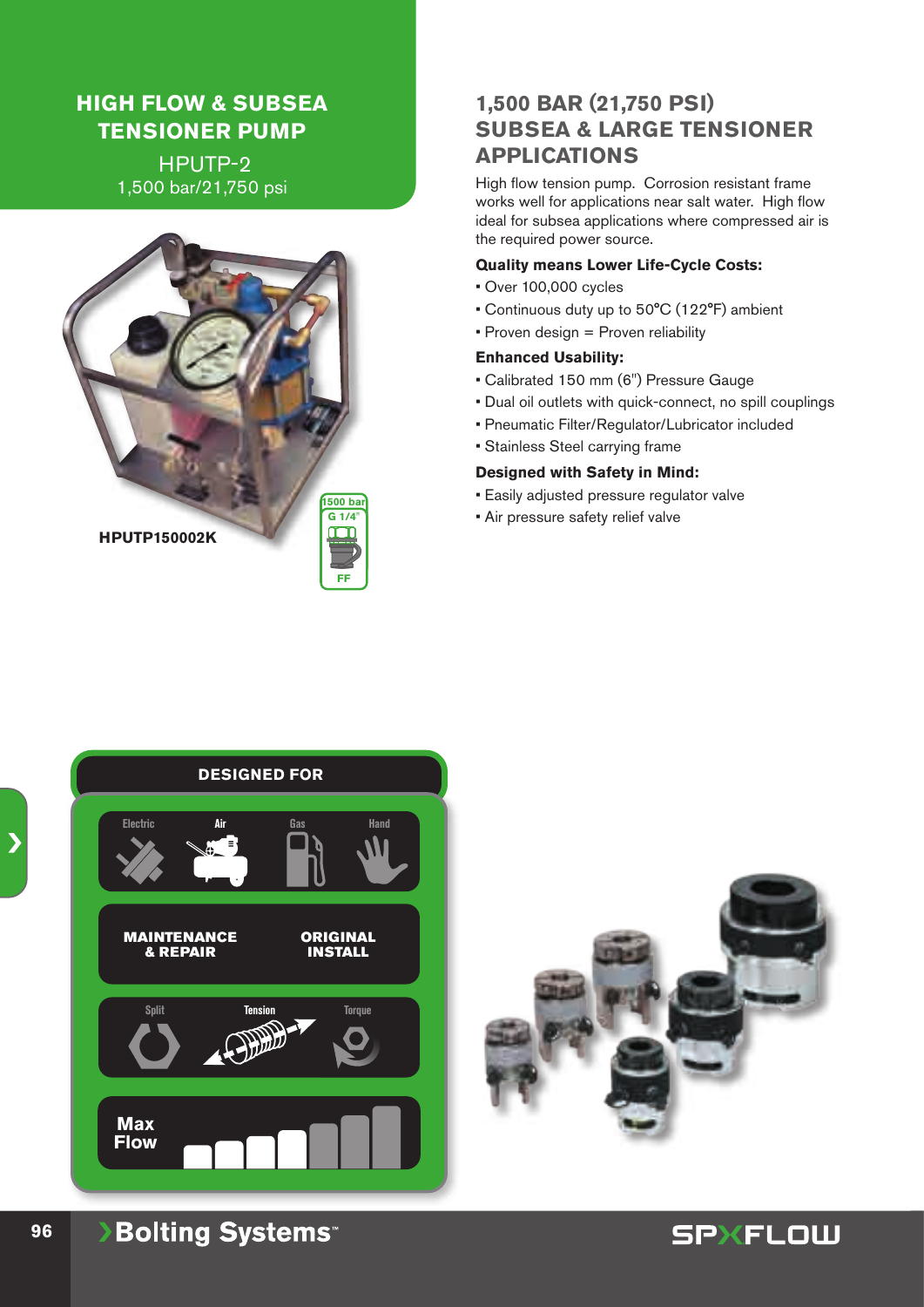# HIGH FLOW & SUBSEA TENSIONER PUMP

HPUTP-2

1,500 bar/21,750 psi

HPUTP150002K

1500 bar
G 1/4"
FF

## 1,500 BAR (21,750 PSI) SUBSEA & LARGE TENSIONER APPLICATIONS

High flow tension pump. Corrosion resistant frame works well for applications near salt water. High flow ideal for subsea applications where compressed air is the required power source.

**Quality means Lower Life-Cycle Costs:**

- Over 100,000 cycles
- Continuous duty up to 50°C (122°F) ambient
- Proven design = Proven reliability

**Enhanced Usability:**

- Calibrated 150 mm (6") Pressure Gauge
- Dual oil outlets with quick-connect, no spill couplings
- Pneumatic Filter/Regulator/Lubricator included
- Stainless Steel carrying frame

**Designed with Safety in Mind:**

- Easily adjusted pressure regulator valve
- Air pressure safety relief valve

**DESIGNED FOR**

Electric | **Air** | Gas | Hand

**MAINTENANCE & REPAIR** | **ORIGINAL INSTALL**

Split | **Tension** | Torque

**Max Flow**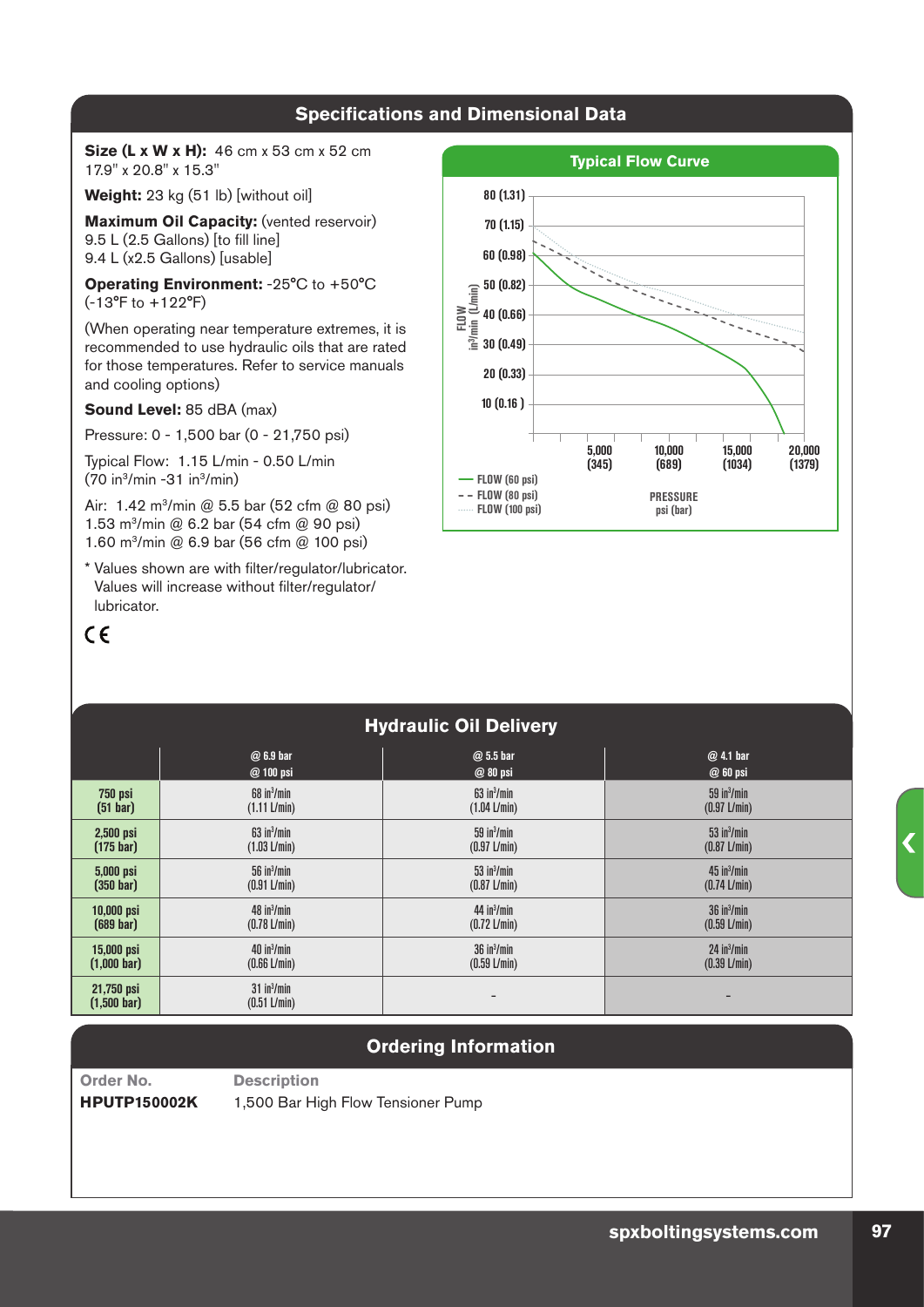## Specifications and Dimensional Data

**Size (L x W x H):** 46 cm x 53 cm x 52 cm
17.9" x 20.8" x 15.3"

**Weight:** 23 kg (51 lb) [without oil]

**Maximum Oil Capacity:** (vented reservoir)
9.5 L (2.5 Gallons) [to fill line]
9.4 L (x2.5 Gallons) [usable]

**Operating Environment:** -25°C to +50°C
(-13°F to +122°F)

(When operating near temperature extremes, it is recommended to use hydraulic oils that are rated for those temperatures. Refer to service manuals and cooling options)

**Sound Level:** 85 dBA (max)

Pressure: 0 - 1,500 bar (0 - 21,750 psi)

Typical Flow: 1.15 L/min - 0.50 L/min
(70 in³/min -31 in³/min)

Air: 1.42 m³/min @ 5.5 bar (52 cfm @ 80 psi)
1.53 m³/min @ 6.2 bar (54 cfm @ 90 psi)
1.60 m³/min @ 6.9 bar (56 cfm @ 100 psi)

* Values shown are with filter/regulator/lubricator. Values will increase without filter/regulator/lubricator.

CE

### Typical Flow Curve

FLOW in³/min (L/min): 80 (1.31), 70 (1.15), 60 (0.98), 50 (0.82), 40 (0.66), 30 (0.49), 20 (0.33), 10 (0.16)

PRESSURE psi (bar): 5,000 (345), 10,000 (689), 15,000 (1034), 20,000 (1379)

— FLOW (60 psi)
- - FLOW (80 psi)
····· FLOW (100 psi)

## Hydraulic Oil Delivery

| | @ 6.9 bar @ 100 psi | @ 5.5 bar @ 80 psi | @ 4.1 bar @ 60 psi |
|---|---|---|---|
| 750 psi (51 bar) | 68 in³/min (1.11 L/min) | 63 in³/min (1.04 L/min) | 59 in³/min (0.97 L/min) |
| 2,500 psi (175 bar) | 63 in³/min (1.03 L/min) | 59 in³/min (0.97 L/min) | 53 in³/min (0.87 L/min) |
| 5,000 psi (350 bar) | 56 in³/min (0.91 L/min) | 53 in³/min (0.87 L/min) | 45 in³/min (0.74 L/min) |
| 10,000 psi (689 bar) | 48 in³/min (0.78 L/min) | 44 in³/min (0.72 L/min) | 36 in³/min (0.59 L/min) |
| 15,000 psi (1,000 bar) | 40 in³/min (0.66 L/min) | 36 in³/min (0.59 L/min) | 24 in³/min (0.39 L/min) |
| 21,750 psi (1,500 bar) | 31 in³/min (0.51 L/min) | - | - |

## Ordering Information

| Order No. | Description |
|---|---|
| **HPUTP150002K** | 1,500 Bar High Flow Tensioner Pump |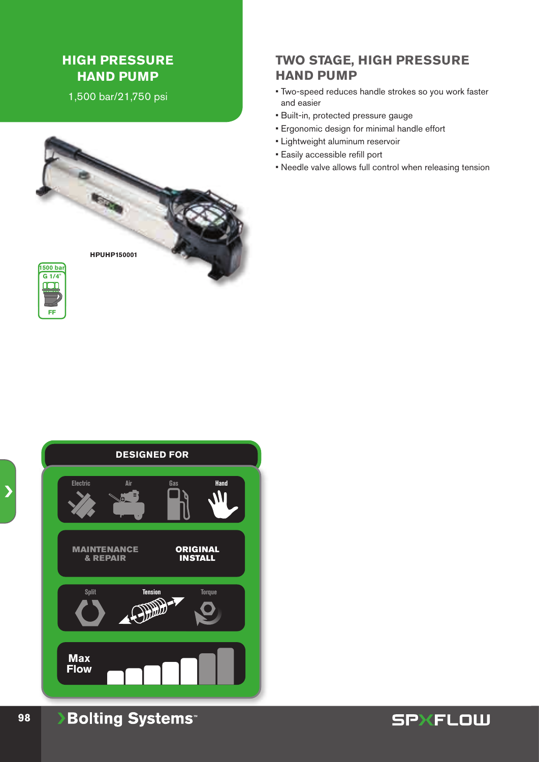# HIGH PRESSURE HAND PUMP

1,500 bar/21,750 psi

HPUHP150001

1500 bar
G 1/4"
FF

## TWO STAGE, HIGH PRESSURE HAND PUMP

- Two-speed reduces handle strokes so you work faster and easier
- Built-in, protected pressure gauge
- Ergonomic design for minimal handle effort
- Lightweight aluminum reservoir
- Easily accessible refill port
- Needle valve allows full control when releasing tension

### DESIGNED FOR

Electric | Air | Gas | **Hand**

MAINTENANCE & REPAIR | **ORIGINAL INSTALL**

Split | **Tension** | Torque

Max Flow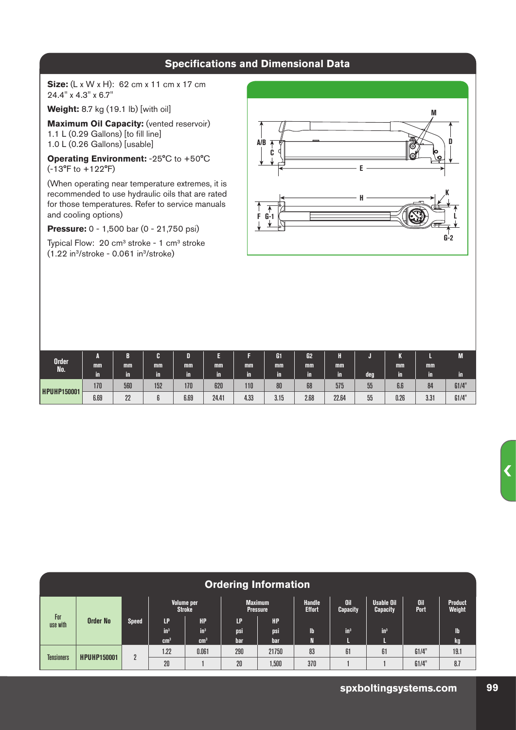## Specifications and Dimensional Data

**Size:** (L x W x H): 62 cm x 11 cm x 17 cm
24.4" x 4.3" x 6.7"

**Weight:** 8.7 kg (19.1 lb) [with oil]

**Maximum Oil Capacity:** (vented reservoir)
1.1 L (0.29 Gallons) [to fill line]
1.0 L (0.26 Gallons) [usable]

**Operating Environment:** -25°C to +50°C
(-13°F to +122°F)

(When operating near temperature extremes, it is recommended to use hydraulic oils that are rated for those temperatures. Refer to service manuals and cooling options)

**Pressure:** 0 - 1,500 bar (0 - 21,750 psi)

Typical Flow: 20 cm³ stroke - 1 cm³ stroke
(1.22 in³/stroke - 0.061 in³/stroke)

| Order No. | A | B | C | D | E | F | G1 | G2 | H | J | K | L | M |
|---|---|---|---|---|---|---|---|---|---|---|---|---|---|
| | mm | mm | mm | mm | mm | mm | mm | mm | mm | | mm | mm | |
| | in | in | in | in | in | in | in | in | in | deg | in | in | in |
| HPUHP150001 | 170 | 560 | 152 | 170 | 620 | 110 | 80 | 68 | 575 | 55 | 6.6 | 84 | G1/4" |
| | 6.69 | 22 | 6 | 6.69 | 24.41 | 4.33 | 3.15 | 2.68 | 22.64 | 55 | 0.26 | 3.31 | G1/4" |

## Ordering Information

| For use with | Order No | Speed | Volume per Stroke | | Maximum Pressure | | Handle Effort | Oil Capacity | Usable Oil Capacity | Oil Port | Product Weight |
|---|---|---|---|---|---|---|---|---|---|---|---|
| | | | LP | HP | LP | HP | | | | | |
| | | | in³ | in³ | psi | psi | lb | in³ | in³ | | lb |
| | | | cm³ | cm³ | bar | bar | N | L | L | | kg |
| Tensioners | HPUHP150001 | 2 | 1.22 | 0.061 | 290 | 21750 | 83 | 61 | 61 | G1/4" | 19.1 |
| | | | 20 | 1 | 20 | 1,500 | 370 | 1 | 1 | G1/4" | 8.7 |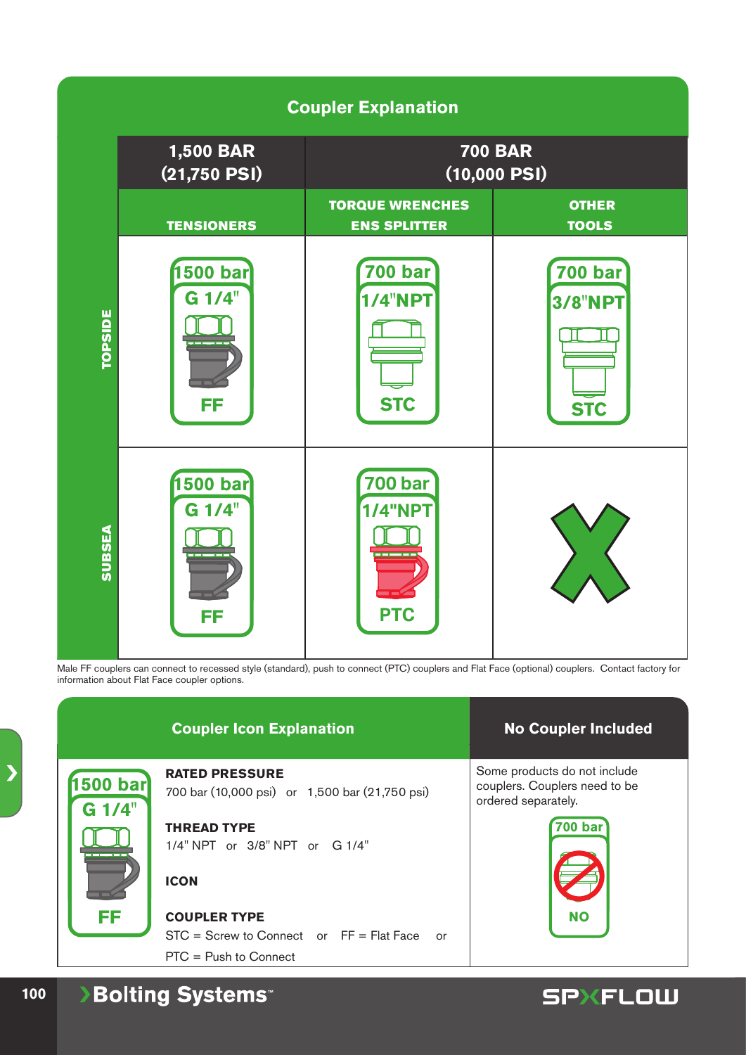## Coupler Explanation

| | 1,500 BAR (21,750 PSI) | 700 BAR (10,000 PSI) | |
|---|---|---|---|
| | TENSIONERS | TORQUE WRENCHES ENS SPLITTER | OTHER TOOLS |
| TOPSIDE | 1500 bar G 1/4" FF | 700 bar 1/4"NPT STC | 700 bar 3/8"NPT STC |
| SUBSEA | 1500 bar G 1/4" FF | 700 bar 1/4"NPT PTC | X |

Male FF couplers can connect to recessed style (standard), push to connect (PTC) couplers and Flat Face (optional) couplers. Contact factory for information about Flat Face coupler options.

## Coupler Icon Explanation

1500 bar
G 1/4"
FF

**RATED PRESSURE**
700 bar (10,000 psi) or 1,500 bar (21,750 psi)

**THREAD TYPE**
1/4" NPT or 3/8" NPT or G 1/4"

**ICON**

**COUPLER TYPE**
STC = Screw to Connect or FF = Flat Face or
PTC = Push to Connect

## No Coupler Included

Some products do not include couplers. Couplers need to be ordered separately.

700 bar
NO